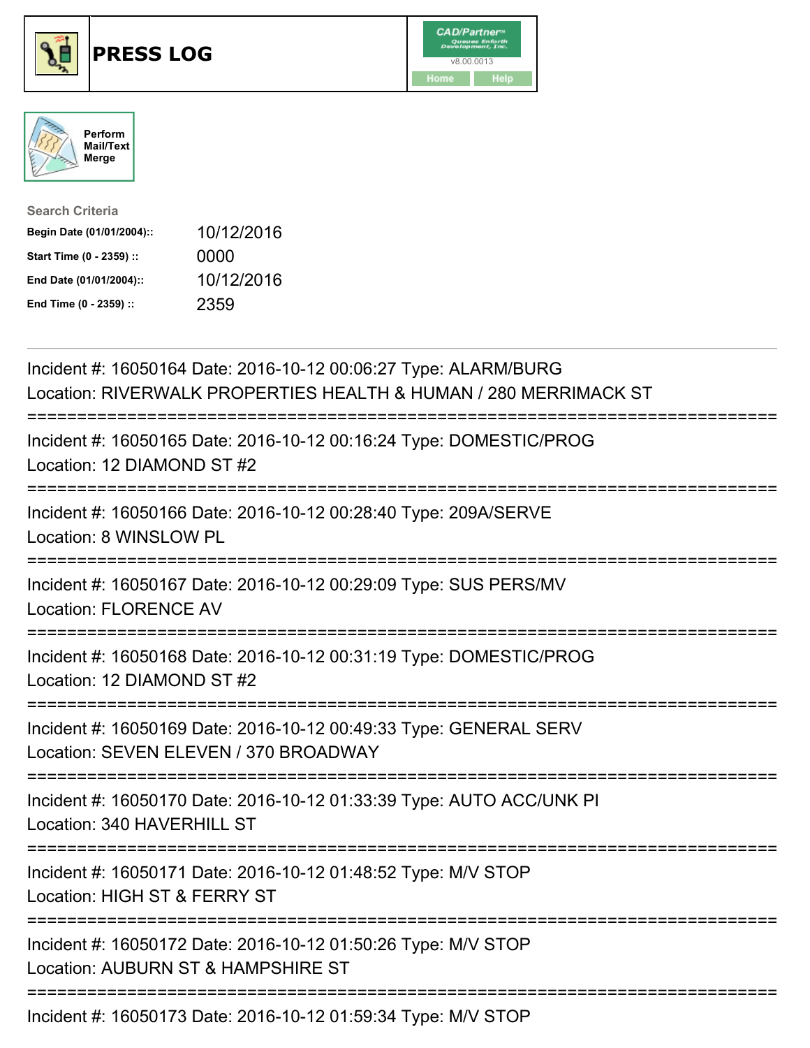# PRESS LOG

CAD/Partner™
Queues Enforth Development, Inc.
v8.00.0013
Home Help

Perform Mail/Text Merge

**Search Criteria**

| | |
|---|---|
| **Begin Date (01/01/2004)::** | 10/12/2016 |
| **Start Time (0 - 2359) ::** | 0000 |
| **End Date (01/01/2004)::** | 10/12/2016 |
| **End Time (0 - 2359) ::** | 2359 |

Incident #: 16050164 Date: 2016-10-12 00:06:27 Type: ALARM/BURG
Location: RIVERWALK PROPERTIES HEALTH & HUMAN / 280 MERRIMACK ST

===========================================================================

Incident #: 16050165 Date: 2016-10-12 00:16:24 Type: DOMESTIC/PROG
Location: 12 DIAMOND ST #2

===========================================================================

Incident #: 16050166 Date: 2016-10-12 00:28:40 Type: 209A/SERVE
Location: 8 WINSLOW PL

===========================================================================

Incident #: 16050167 Date: 2016-10-12 00:29:09 Type: SUS PERS/MV
Location: FLORENCE AV

===========================================================================

Incident #: 16050168 Date: 2016-10-12 00:31:19 Type: DOMESTIC/PROG
Location: 12 DIAMOND ST #2

===========================================================================

Incident #: 16050169 Date: 2016-10-12 00:49:33 Type: GENERAL SERV
Location: SEVEN ELEVEN / 370 BROADWAY

===========================================================================

Incident #: 16050170 Date: 2016-10-12 01:33:39 Type: AUTO ACC/UNK PI
Location: 340 HAVERHILL ST

===========================================================================

Incident #: 16050171 Date: 2016-10-12 01:48:52 Type: M/V STOP
Location: HIGH ST & FERRY ST

===========================================================================

Incident #: 16050172 Date: 2016-10-12 01:50:26 Type: M/V STOP
Location: AUBURN ST & HAMPSHIRE ST

===========================================================================

Incident #: 16050173 Date: 2016-10-12 01:59:34 Type: M/V STOP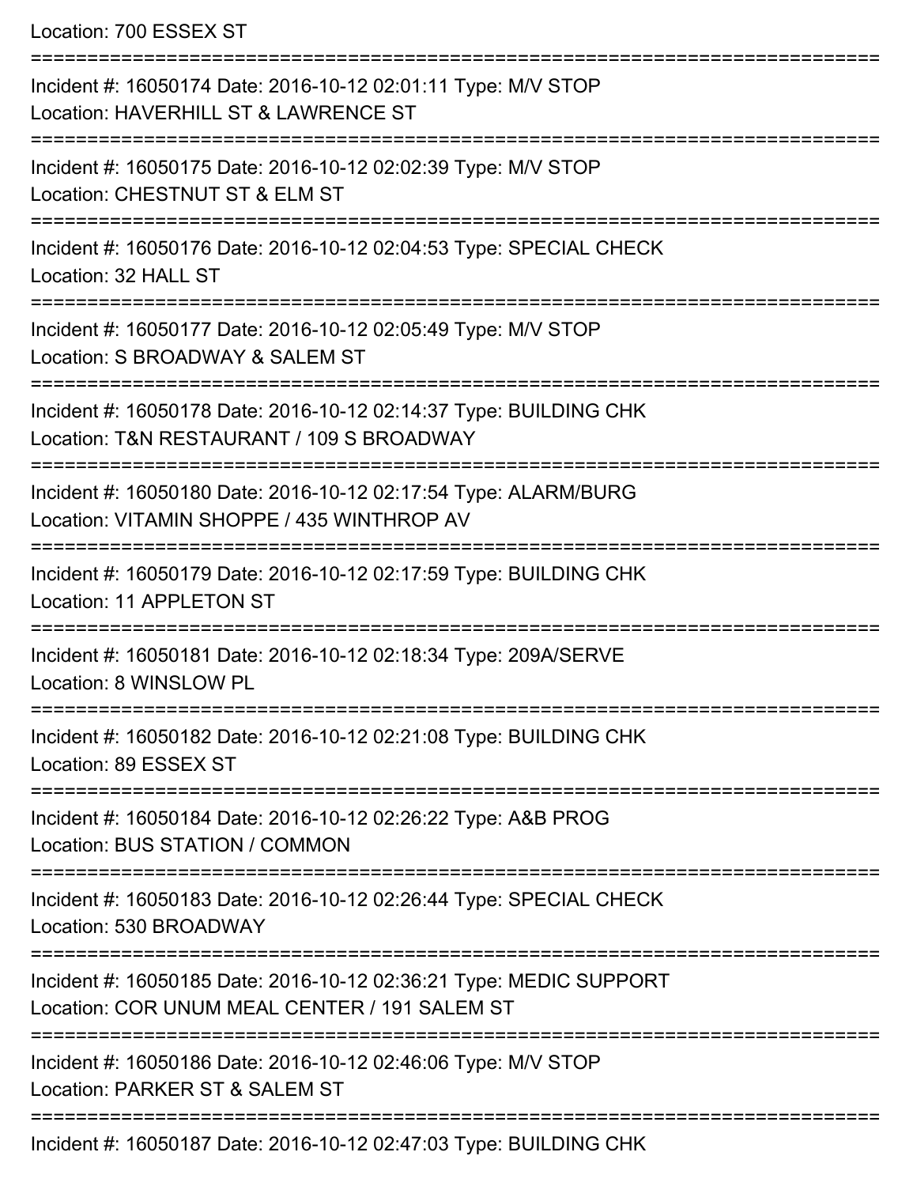Location: 700 ESSEX ST

===========================================================================

Incident #: 16050174 Date: 2016-10-12 02:01:11 Type: M/V STOP
Location: HAVERHILL ST & LAWRENCE ST

===========================================================================

Incident #: 16050175 Date: 2016-10-12 02:02:39 Type: M/V STOP
Location: CHESTNUT ST & ELM ST

===========================================================================

Incident #: 16050176 Date: 2016-10-12 02:04:53 Type: SPECIAL CHECK
Location: 32 HALL ST

===========================================================================

Incident #: 16050177 Date: 2016-10-12 02:05:49 Type: M/V STOP
Location: S BROADWAY & SALEM ST

===========================================================================

Incident #: 16050178 Date: 2016-10-12 02:14:37 Type: BUILDING CHK
Location: T&N RESTAURANT / 109 S BROADWAY

===========================================================================

Incident #: 16050180 Date: 2016-10-12 02:17:54 Type: ALARM/BURG
Location: VITAMIN SHOPPE / 435 WINTHROP AV

===========================================================================

Incident #: 16050179 Date: 2016-10-12 02:17:59 Type: BUILDING CHK
Location: 11 APPLETON ST

===========================================================================

Incident #: 16050181 Date: 2016-10-12 02:18:34 Type: 209A/SERVE
Location: 8 WINSLOW PL

===========================================================================

Incident #: 16050182 Date: 2016-10-12 02:21:08 Type: BUILDING CHK
Location: 89 ESSEX ST

===========================================================================

Incident #: 16050184 Date: 2016-10-12 02:26:22 Type: A&B PROG
Location: BUS STATION / COMMON

===========================================================================

Incident #: 16050183 Date: 2016-10-12 02:26:44 Type: SPECIAL CHECK
Location: 530 BROADWAY

===========================================================================

Incident #: 16050185 Date: 2016-10-12 02:36:21 Type: MEDIC SUPPORT
Location: COR UNUM MEAL CENTER / 191 SALEM ST

===========================================================================

Incident #: 16050186 Date: 2016-10-12 02:46:06 Type: M/V STOP
Location: PARKER ST & SALEM ST

===========================================================================

Incident #: 16050187 Date: 2016-10-12 02:47:03 Type: BUILDING CHK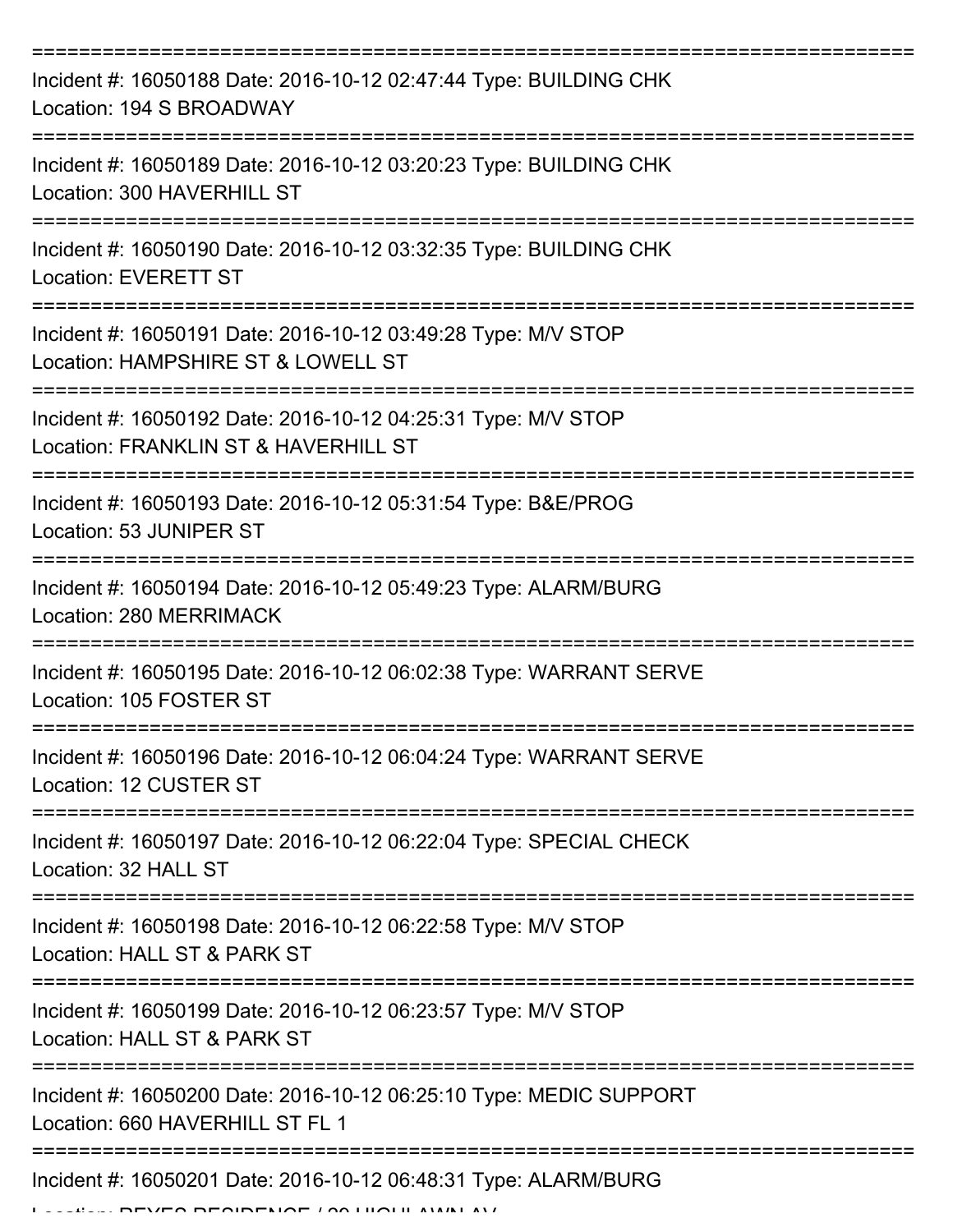===========================================================================

Incident #: 16050188 Date: 2016-10-12 02:47:44 Type: BUILDING CHK
Location: 194 S BROADWAY

===========================================================================

Incident #: 16050189 Date: 2016-10-12 03:20:23 Type: BUILDING CHK
Location: 300 HAVERHILL ST

===========================================================================

Incident #: 16050190 Date: 2016-10-12 03:32:35 Type: BUILDING CHK
Location: EVERETT ST

===========================================================================

Incident #: 16050191 Date: 2016-10-12 03:49:28 Type: M/V STOP
Location: HAMPSHIRE ST & LOWELL ST

===========================================================================

Incident #: 16050192 Date: 2016-10-12 04:25:31 Type: M/V STOP
Location: FRANKLIN ST & HAVERHILL ST

===========================================================================

Incident #: 16050193 Date: 2016-10-12 05:31:54 Type: B&E/PROG
Location: 53 JUNIPER ST

===========================================================================

Incident #: 16050194 Date: 2016-10-12 05:49:23 Type: ALARM/BURG
Location: 280 MERRIMACK

===========================================================================

Incident #: 16050195 Date: 2016-10-12 06:02:38 Type: WARRANT SERVE
Location: 105 FOSTER ST

===========================================================================

Incident #: 16050196 Date: 2016-10-12 06:04:24 Type: WARRANT SERVE
Location: 12 CUSTER ST

===========================================================================

Incident #: 16050197 Date: 2016-10-12 06:22:04 Type: SPECIAL CHECK
Location: 32 HALL ST

===========================================================================

Incident #: 16050198 Date: 2016-10-12 06:22:58 Type: M/V STOP
Location: HALL ST & PARK ST

===========================================================================

Incident #: 16050199 Date: 2016-10-12 06:23:57 Type: M/V STOP
Location: HALL ST & PARK ST

===========================================================================

Incident #: 16050200 Date: 2016-10-12 06:25:10 Type: MEDIC SUPPORT
Location: 660 HAVERHILL ST FL 1

===========================================================================

Incident #: 16050201 Date: 2016-10-12 06:48:31 Type: ALARM/BURG
Location: REYES RESIDENCE / 20 HIGHLAWN AV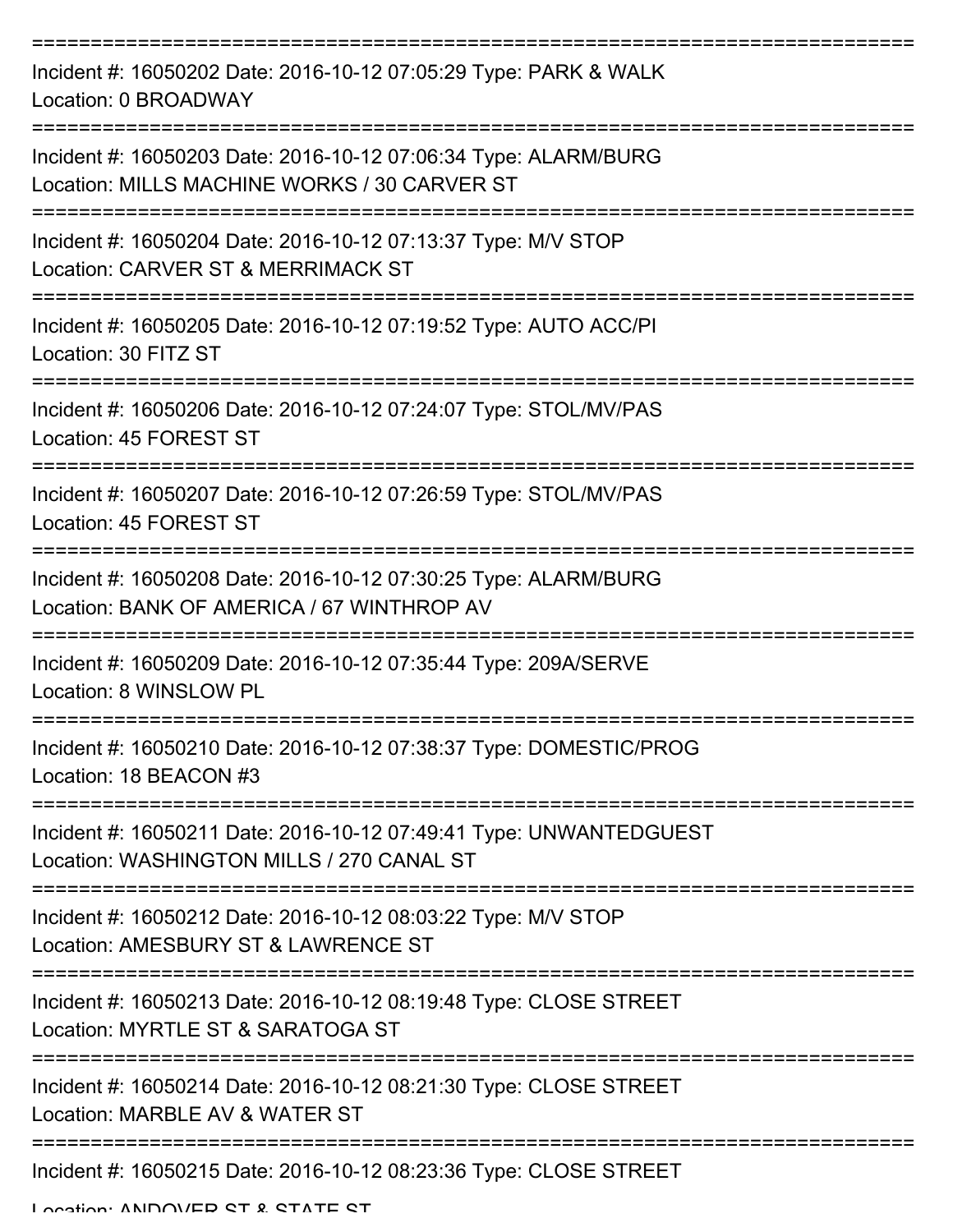===========================================================================
Incident #: 16050202 Date: 2016-10-12 07:05:29 Type: PARK & WALK
Location: 0 BROADWAY
===========================================================================
Incident #: 16050203 Date: 2016-10-12 07:06:34 Type: ALARM/BURG
Location: MILLS MACHINE WORKS / 30 CARVER ST
===========================================================================
Incident #: 16050204 Date: 2016-10-12 07:13:37 Type: M/V STOP
Location: CARVER ST & MERRIMACK ST
===========================================================================
Incident #: 16050205 Date: 2016-10-12 07:19:52 Type: AUTO ACC/PI
Location: 30 FITZ ST
===========================================================================
Incident #: 16050206 Date: 2016-10-12 07:24:07 Type: STOL/MV/PAS
Location: 45 FOREST ST
===========================================================================
Incident #: 16050207 Date: 2016-10-12 07:26:59 Type: STOL/MV/PAS
Location: 45 FOREST ST
===========================================================================
Incident #: 16050208 Date: 2016-10-12 07:30:25 Type: ALARM/BURG
Location: BANK OF AMERICA / 67 WINTHROP AV
===========================================================================
Incident #: 16050209 Date: 2016-10-12 07:35:44 Type: 209A/SERVE
Location: 8 WINSLOW PL
===========================================================================
Incident #: 16050210 Date: 2016-10-12 07:38:37 Type: DOMESTIC/PROG
Location: 18 BEACON #3
===========================================================================
Incident #: 16050211 Date: 2016-10-12 07:49:41 Type: UNWANTEDGUEST
Location: WASHINGTON MILLS / 270 CANAL ST
===========================================================================
Incident #: 16050212 Date: 2016-10-12 08:03:22 Type: M/V STOP
Location: AMESBURY ST & LAWRENCE ST
===========================================================================
Incident #: 16050213 Date: 2016-10-12 08:19:48 Type: CLOSE STREET
Location: MYRTLE ST & SARATOGA ST
===========================================================================
Incident #: 16050214 Date: 2016-10-12 08:21:30 Type: CLOSE STREET
Location: MARBLE AV & WATER ST
===========================================================================
Incident #: 16050215 Date: 2016-10-12 08:23:36 Type: CLOSE STREET
Location: ANDOVER ST & STATE ST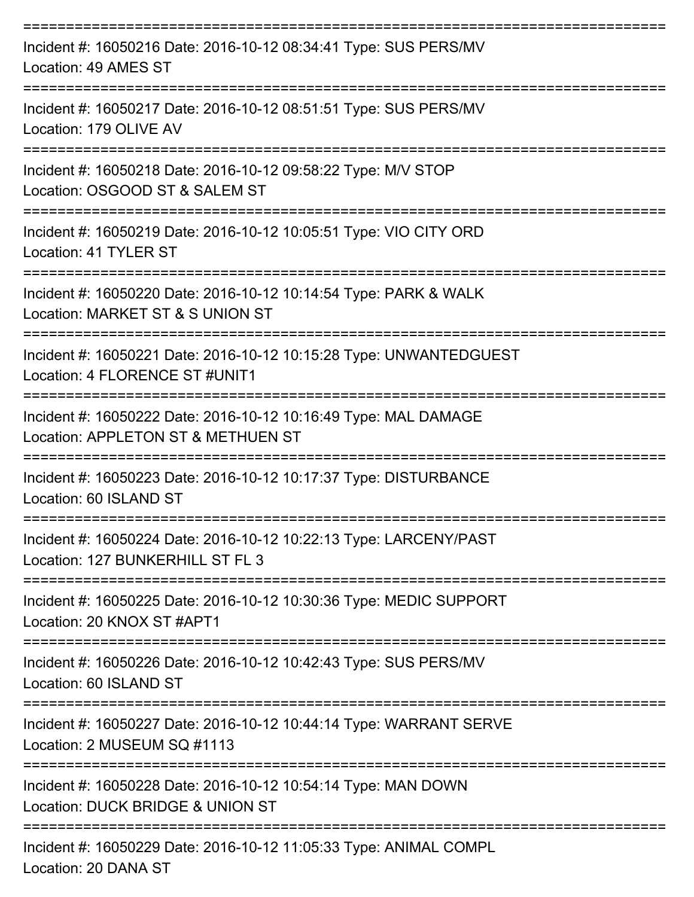===========================================================================

Incident #: 16050216 Date: 2016-10-12 08:34:41 Type: SUS PERS/MV

Location: 49 AMES ST

===========================================================================

Incident #: 16050217 Date: 2016-10-12 08:51:51 Type: SUS PERS/MV

Location: 179 OLIVE AV

===========================================================================

Incident #: 16050218 Date: 2016-10-12 09:58:22 Type: M/V STOP

Location: OSGOOD ST & SALEM ST

===========================================================================

Incident #: 16050219 Date: 2016-10-12 10:05:51 Type: VIO CITY ORD

Location: 41 TYLER ST

===========================================================================

Incident #: 16050220 Date: 2016-10-12 10:14:54 Type: PARK & WALK

Location: MARKET ST & S UNION ST

===========================================================================

Incident #: 16050221 Date: 2016-10-12 10:15:28 Type: UNWANTEDGUEST

Location: 4 FLORENCE ST #UNIT1

===========================================================================

Incident #: 16050222 Date: 2016-10-12 10:16:49 Type: MAL DAMAGE

Location: APPLETON ST & METHUEN ST

===========================================================================

Incident #: 16050223 Date: 2016-10-12 10:17:37 Type: DISTURBANCE

Location: 60 ISLAND ST

===========================================================================

Incident #: 16050224 Date: 2016-10-12 10:22:13 Type: LARCENY/PAST

Location: 127 BUNKERHILL ST FL 3

===========================================================================

Incident #: 16050225 Date: 2016-10-12 10:30:36 Type: MEDIC SUPPORT

Location: 20 KNOX ST #APT1

===========================================================================

Incident #: 16050226 Date: 2016-10-12 10:42:43 Type: SUS PERS/MV

Location: 60 ISLAND ST

===========================================================================

Incident #: 16050227 Date: 2016-10-12 10:44:14 Type: WARRANT SERVE

Location: 2 MUSEUM SQ #1113

===========================================================================

Incident #: 16050228 Date: 2016-10-12 10:54:14 Type: MAN DOWN

Location: DUCK BRIDGE & UNION ST

===========================================================================

Incident #: 16050229 Date: 2016-10-12 11:05:33 Type: ANIMAL COMPL

Location: 20 DANA ST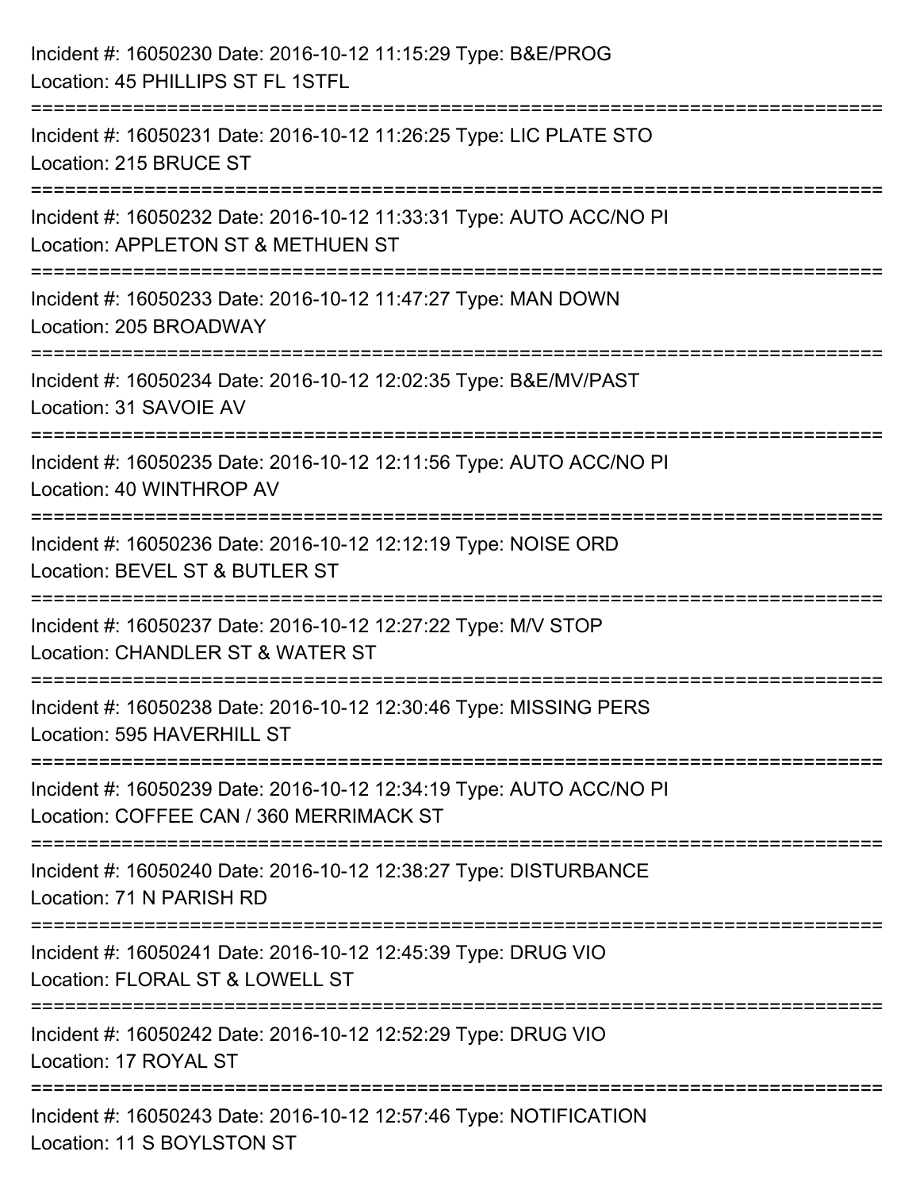Incident #: 16050230 Date: 2016-10-12 11:15:29 Type: B&E/PROG
Location: 45 PHILLIPS ST FL 1STFL

===========================================================================

Incident #: 16050231 Date: 2016-10-12 11:26:25 Type: LIC PLATE STO
Location: 215 BRUCE ST

===========================================================================

Incident #: 16050232 Date: 2016-10-12 11:33:31 Type: AUTO ACC/NO PI
Location: APPLETON ST & METHUEN ST

===========================================================================

Incident #: 16050233 Date: 2016-10-12 11:47:27 Type: MAN DOWN
Location: 205 BROADWAY

===========================================================================

Incident #: 16050234 Date: 2016-10-12 12:02:35 Type: B&E/MV/PAST
Location: 31 SAVOIE AV

===========================================================================

Incident #: 16050235 Date: 2016-10-12 12:11:56 Type: AUTO ACC/NO PI
Location: 40 WINTHROP AV

===========================================================================

Incident #: 16050236 Date: 2016-10-12 12:12:19 Type: NOISE ORD
Location: BEVEL ST & BUTLER ST

===========================================================================

Incident #: 16050237 Date: 2016-10-12 12:27:22 Type: M/V STOP
Location: CHANDLER ST & WATER ST

===========================================================================

Incident #: 16050238 Date: 2016-10-12 12:30:46 Type: MISSING PERS
Location: 595 HAVERHILL ST

===========================================================================

Incident #: 16050239 Date: 2016-10-12 12:34:19 Type: AUTO ACC/NO PI
Location: COFFEE CAN / 360 MERRIMACK ST

===========================================================================

Incident #: 16050240 Date: 2016-10-12 12:38:27 Type: DISTURBANCE
Location: 71 N PARISH RD

===========================================================================

Incident #: 16050241 Date: 2016-10-12 12:45:39 Type: DRUG VIO
Location: FLORAL ST & LOWELL ST

===========================================================================

Incident #: 16050242 Date: 2016-10-12 12:52:29 Type: DRUG VIO
Location: 17 ROYAL ST

===========================================================================

Incident #: 16050243 Date: 2016-10-12 12:57:46 Type: NOTIFICATION
Location: 11 S BOYLSTON ST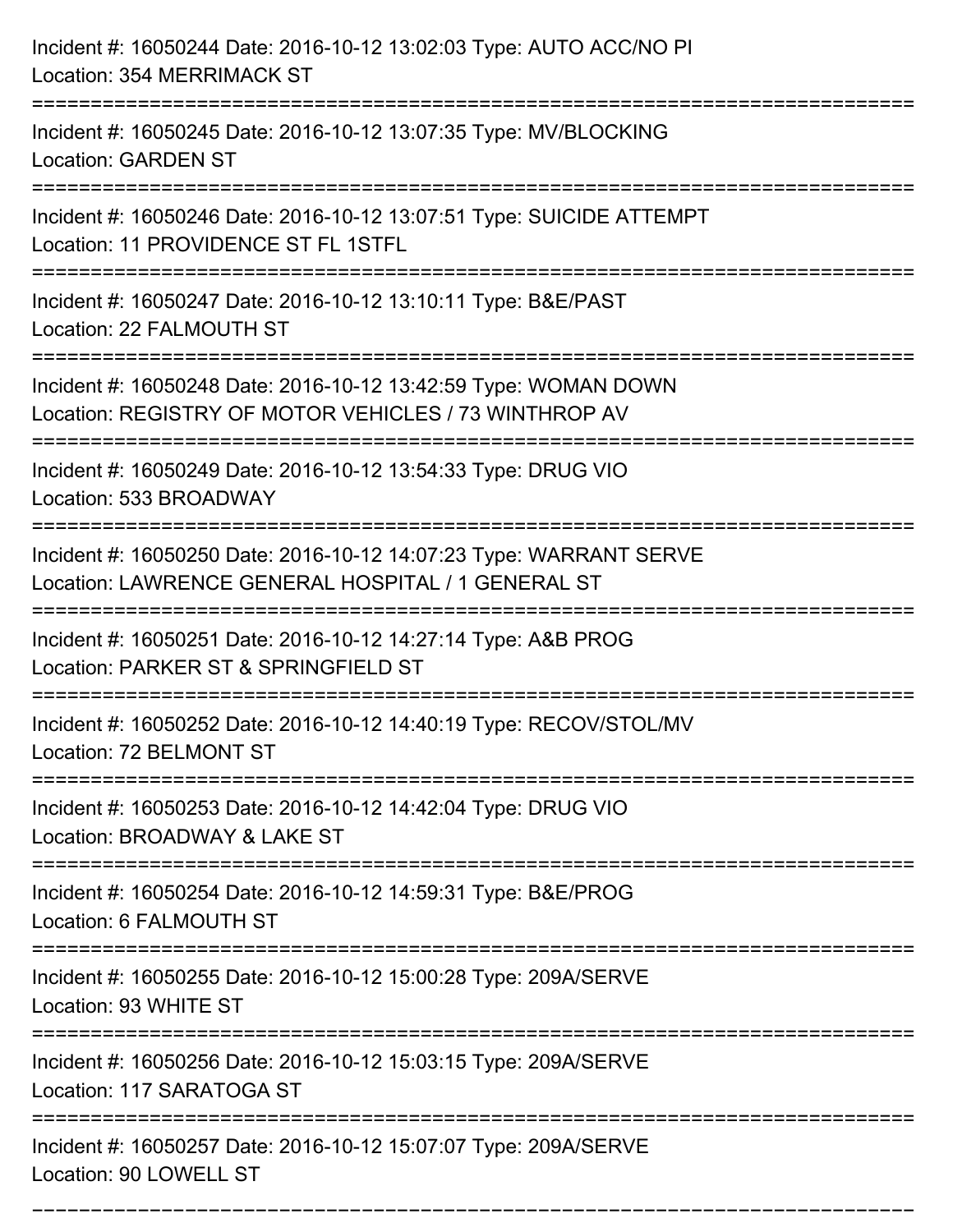Incident #: 16050244 Date: 2016-10-12 13:02:03 Type: AUTO ACC/NO PI
Location: 354 MERRIMACK ST

===========================================================================

Incident #: 16050245 Date: 2016-10-12 13:07:35 Type: MV/BLOCKING
Location: GARDEN ST

===========================================================================

Incident #: 16050246 Date: 2016-10-12 13:07:51 Type: SUICIDE ATTEMPT
Location: 11 PROVIDENCE ST FL 1STFL

===========================================================================

Incident #: 16050247 Date: 2016-10-12 13:10:11 Type: B&E/PAST
Location: 22 FALMOUTH ST

===========================================================================

Incident #: 16050248 Date: 2016-10-12 13:42:59 Type: WOMAN DOWN
Location: REGISTRY OF MOTOR VEHICLES / 73 WINTHROP AV

===========================================================================

Incident #: 16050249 Date: 2016-10-12 13:54:33 Type: DRUG VIO
Location: 533 BROADWAY

===========================================================================

Incident #: 16050250 Date: 2016-10-12 14:07:23 Type: WARRANT SERVE
Location: LAWRENCE GENERAL HOSPITAL / 1 GENERAL ST

===========================================================================

Incident #: 16050251 Date: 2016-10-12 14:27:14 Type: A&B PROG
Location: PARKER ST & SPRINGFIELD ST

===========================================================================

Incident #: 16050252 Date: 2016-10-12 14:40:19 Type: RECOV/STOL/MV
Location: 72 BELMONT ST

===========================================================================

Incident #: 16050253 Date: 2016-10-12 14:42:04 Type: DRUG VIO
Location: BROADWAY & LAKE ST

===========================================================================

Incident #: 16050254 Date: 2016-10-12 14:59:31 Type: B&E/PROG
Location: 6 FALMOUTH ST

===========================================================================

Incident #: 16050255 Date: 2016-10-12 15:00:28 Type: 209A/SERVE
Location: 93 WHITE ST

===========================================================================

Incident #: 16050256 Date: 2016-10-12 15:03:15 Type: 209A/SERVE
Location: 117 SARATOGA ST

===========================================================================

Incident #: 16050257 Date: 2016-10-12 15:07:07 Type: 209A/SERVE
Location: 90 LOWELL ST

===========================================================================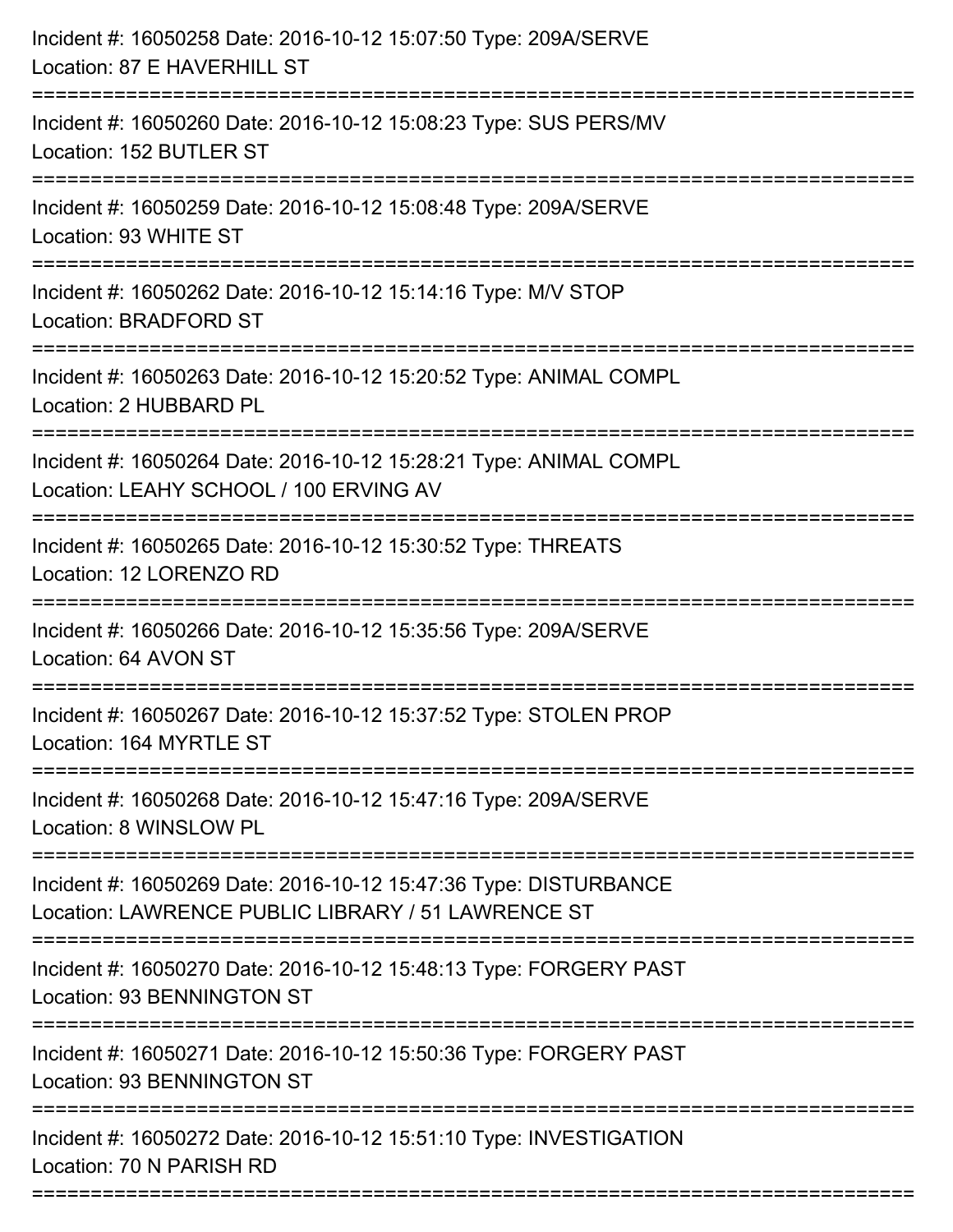Incident #: 16050258 Date: 2016-10-12 15:07:50 Type: 209A/SERVE
Location: 87 E HAVERHILL ST

===========================================================================

Incident #: 16050260 Date: 2016-10-12 15:08:23 Type: SUS PERS/MV
Location: 152 BUTLER ST

===========================================================================

Incident #: 16050259 Date: 2016-10-12 15:08:48 Type: 209A/SERVE
Location: 93 WHITE ST

===========================================================================

Incident #: 16050262 Date: 2016-10-12 15:14:16 Type: M/V STOP
Location: BRADFORD ST

===========================================================================

Incident #: 16050263 Date: 2016-10-12 15:20:52 Type: ANIMAL COMPL
Location: 2 HUBBARD PL

===========================================================================

Incident #: 16050264 Date: 2016-10-12 15:28:21 Type: ANIMAL COMPL
Location: LEAHY SCHOOL / 100 ERVING AV

===========================================================================

Incident #: 16050265 Date: 2016-10-12 15:30:52 Type: THREATS
Location: 12 LORENZO RD

===========================================================================

Incident #: 16050266 Date: 2016-10-12 15:35:56 Type: 209A/SERVE
Location: 64 AVON ST

===========================================================================

Incident #: 16050267 Date: 2016-10-12 15:37:52 Type: STOLEN PROP
Location: 164 MYRTLE ST

===========================================================================

Incident #: 16050268 Date: 2016-10-12 15:47:16 Type: 209A/SERVE
Location: 8 WINSLOW PL

===========================================================================

Incident #: 16050269 Date: 2016-10-12 15:47:36 Type: DISTURBANCE
Location: LAWRENCE PUBLIC LIBRARY / 51 LAWRENCE ST

===========================================================================

Incident #: 16050270 Date: 2016-10-12 15:48:13 Type: FORGERY PAST
Location: 93 BENNINGTON ST

===========================================================================

Incident #: 16050271 Date: 2016-10-12 15:50:36 Type: FORGERY PAST
Location: 93 BENNINGTON ST

===========================================================================

Incident #: 16050272 Date: 2016-10-12 15:51:10 Type: INVESTIGATION
Location: 70 N PARISH RD

===========================================================================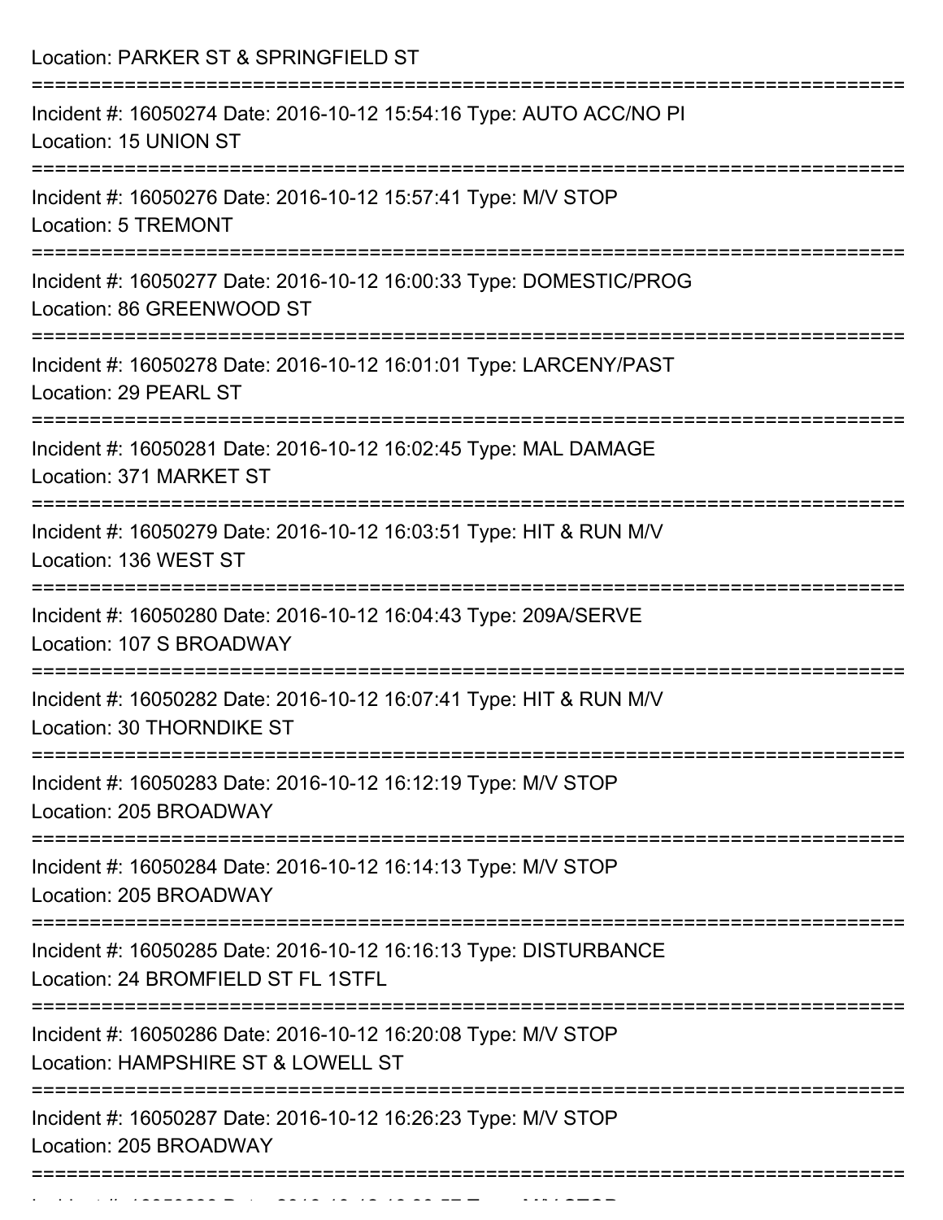Location: PARKER ST & SPRINGFIELD ST

===========================================================================

Incident #: 16050274 Date: 2016-10-12 15:54:16 Type: AUTO ACC/NO PI
Location: 15 UNION ST

===========================================================================

Incident #: 16050276 Date: 2016-10-12 15:57:41 Type: M/V STOP
Location: 5 TREMONT

===========================================================================

Incident #: 16050277 Date: 2016-10-12 16:00:33 Type: DOMESTIC/PROG
Location: 86 GREENWOOD ST

===========================================================================

Incident #: 16050278 Date: 2016-10-12 16:01:01 Type: LARCENY/PAST
Location: 29 PEARL ST

===========================================================================

Incident #: 16050281 Date: 2016-10-12 16:02:45 Type: MAL DAMAGE
Location: 371 MARKET ST

===========================================================================

Incident #: 16050279 Date: 2016-10-12 16:03:51 Type: HIT & RUN M/V
Location: 136 WEST ST

===========================================================================

Incident #: 16050280 Date: 2016-10-12 16:04:43 Type: 209A/SERVE
Location: 107 S BROADWAY

===========================================================================

Incident #: 16050282 Date: 2016-10-12 16:07:41 Type: HIT & RUN M/V
Location: 30 THORNDIKE ST

===========================================================================

Incident #: 16050283 Date: 2016-10-12 16:12:19 Type: M/V STOP
Location: 205 BROADWAY

===========================================================================

Incident #: 16050284 Date: 2016-10-12 16:14:13 Type: M/V STOP
Location: 205 BROADWAY

===========================================================================

Incident #: 16050285 Date: 2016-10-12 16:16:13 Type: DISTURBANCE
Location: 24 BROMFIELD ST FL 1STFL

===========================================================================

Incident #: 16050286 Date: 2016-10-12 16:20:08 Type: M/V STOP
Location: HAMPSHIRE ST & LOWELL ST

===========================================================================

Incident #: 16050287 Date: 2016-10-12 16:26:23 Type: M/V STOP
Location: 205 BROADWAY

===========================================================================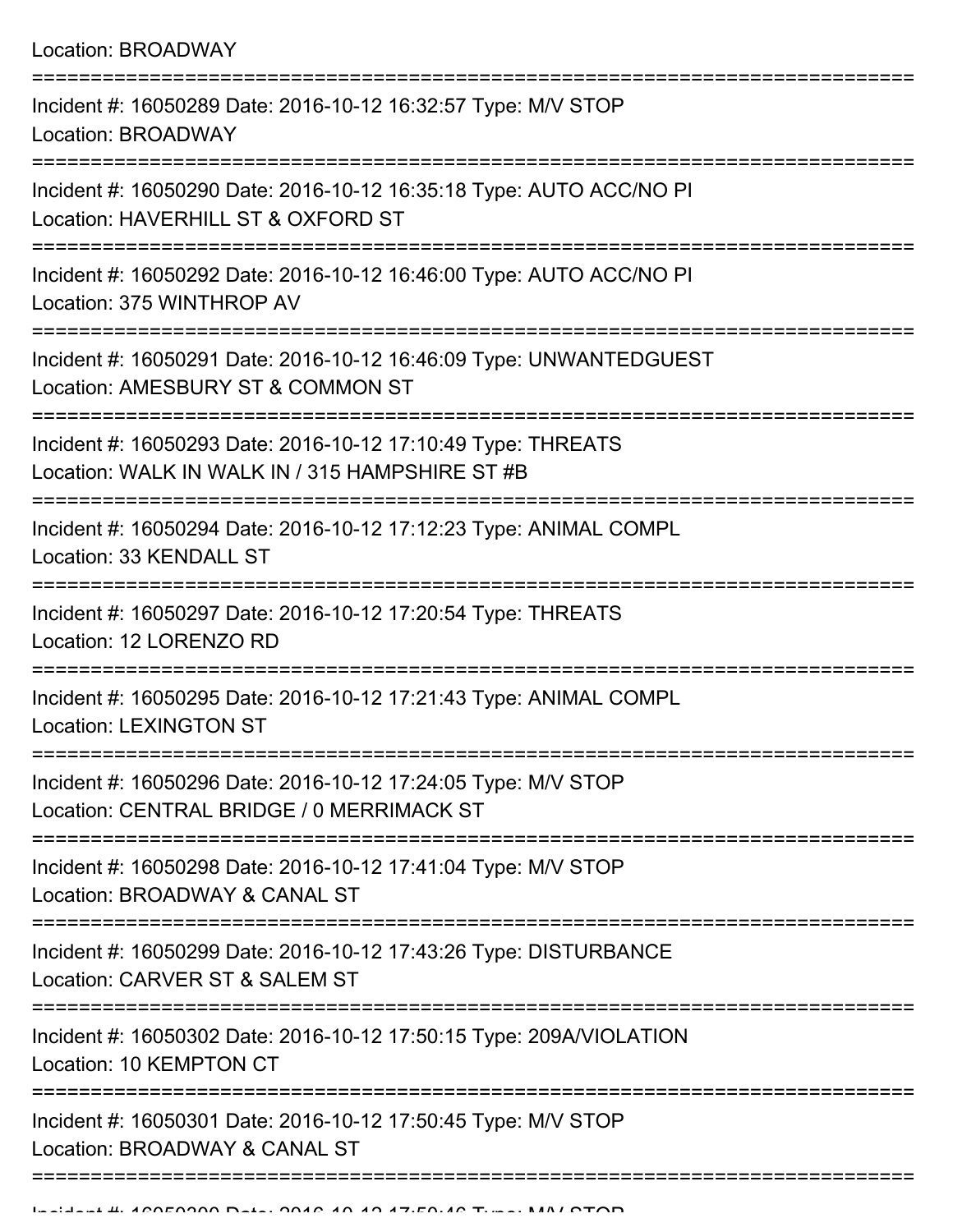Location: BROADWAY

===========================================================================

Incident #: 16050289 Date: 2016-10-12 16:32:57 Type: M/V STOP
Location: BROADWAY

===========================================================================

Incident #: 16050290 Date: 2016-10-12 16:35:18 Type: AUTO ACC/NO PI
Location: HAVERHILL ST & OXFORD ST

===========================================================================

Incident #: 16050292 Date: 2016-10-12 16:46:00 Type: AUTO ACC/NO PI
Location: 375 WINTHROP AV

===========================================================================

Incident #: 16050291 Date: 2016-10-12 16:46:09 Type: UNWANTEDGUEST
Location: AMESBURY ST & COMMON ST

===========================================================================

Incident #: 16050293 Date: 2016-10-12 17:10:49 Type: THREATS
Location: WALK IN WALK IN / 315 HAMPSHIRE ST #B

===========================================================================

Incident #: 16050294 Date: 2016-10-12 17:12:23 Type: ANIMAL COMPL
Location: 33 KENDALL ST

===========================================================================

Incident #: 16050297 Date: 2016-10-12 17:20:54 Type: THREATS
Location: 12 LORENZO RD

===========================================================================

Incident #: 16050295 Date: 2016-10-12 17:21:43 Type: ANIMAL COMPL
Location: LEXINGTON ST

===========================================================================

Incident #: 16050296 Date: 2016-10-12 17:24:05 Type: M/V STOP
Location: CENTRAL BRIDGE / 0 MERRIMACK ST

===========================================================================

Incident #: 16050298 Date: 2016-10-12 17:41:04 Type: M/V STOP
Location: BROADWAY & CANAL ST

===========================================================================

Incident #: 16050299 Date: 2016-10-12 17:43:26 Type: DISTURBANCE
Location: CARVER ST & SALEM ST

===========================================================================

Incident #: 16050302 Date: 2016-10-12 17:50:15 Type: 209A/VIOLATION
Location: 10 KEMPTON CT

===========================================================================

Incident #: 16050301 Date: 2016-10-12 17:50:45 Type: M/V STOP
Location: BROADWAY & CANAL ST

===========================================================================

Incident #: 16050300 Date: 2016-10-12 17:50:46 Type: M/V STOP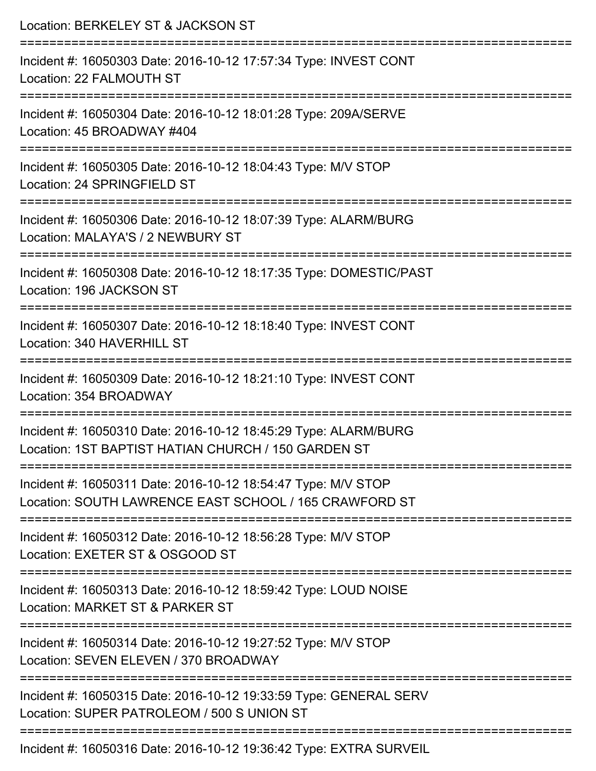Location: BERKELEY ST & JACKSON ST

===========================================================================

Incident #: 16050303 Date: 2016-10-12 17:57:34 Type: INVEST CONT
Location: 22 FALMOUTH ST

===========================================================================

Incident #: 16050304 Date: 2016-10-12 18:01:28 Type: 209A/SERVE
Location: 45 BROADWAY #404

===========================================================================

Incident #: 16050305 Date: 2016-10-12 18:04:43 Type: M/V STOP
Location: 24 SPRINGFIELD ST

===========================================================================

Incident #: 16050306 Date: 2016-10-12 18:07:39 Type: ALARM/BURG
Location: MALAYA'S / 2 NEWBURY ST

===========================================================================

Incident #: 16050308 Date: 2016-10-12 18:17:35 Type: DOMESTIC/PAST
Location: 196 JACKSON ST

===========================================================================

Incident #: 16050307 Date: 2016-10-12 18:18:40 Type: INVEST CONT
Location: 340 HAVERHILL ST

===========================================================================

Incident #: 16050309 Date: 2016-10-12 18:21:10 Type: INVEST CONT
Location: 354 BROADWAY

===========================================================================

Incident #: 16050310 Date: 2016-10-12 18:45:29 Type: ALARM/BURG
Location: 1ST BAPTIST HATIAN CHURCH / 150 GARDEN ST

===========================================================================

Incident #: 16050311 Date: 2016-10-12 18:54:47 Type: M/V STOP
Location: SOUTH LAWRENCE EAST SCHOOL / 165 CRAWFORD ST

===========================================================================

Incident #: 16050312 Date: 2016-10-12 18:56:28 Type: M/V STOP
Location: EXETER ST & OSGOOD ST

===========================================================================

Incident #: 16050313 Date: 2016-10-12 18:59:42 Type: LOUD NOISE
Location: MARKET ST & PARKER ST

===========================================================================

Incident #: 16050314 Date: 2016-10-12 19:27:52 Type: M/V STOP
Location: SEVEN ELEVEN / 370 BROADWAY

===========================================================================

Incident #: 16050315 Date: 2016-10-12 19:33:59 Type: GENERAL SERV
Location: SUPER PATROLEOM / 500 S UNION ST

===========================================================================

Incident #: 16050316 Date: 2016-10-12 19:36:42 Type: EXTRA SURVEIL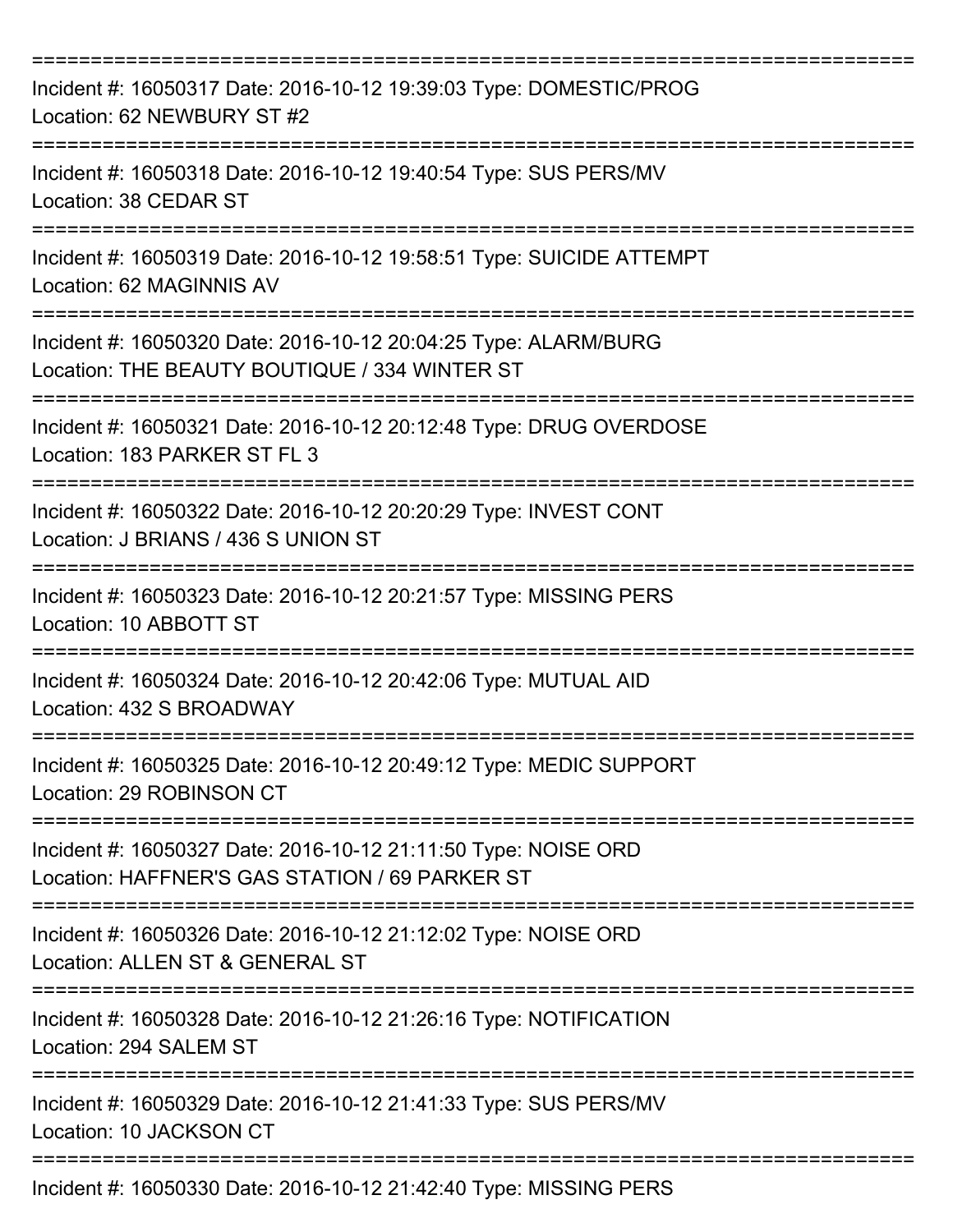Incident #: 16050317 Date: 2016-10-12 19:39:03 Type: DOMESTIC/PROG
Location: 62 NEWBURY ST #2

Incident #: 16050318 Date: 2016-10-12 19:40:54 Type: SUS PERS/MV
Location: 38 CEDAR ST

Incident #: 16050319 Date: 2016-10-12 19:58:51 Type: SUICIDE ATTEMPT
Location: 62 MAGINNIS AV

Incident #: 16050320 Date: 2016-10-12 20:04:25 Type: ALARM/BURG
Location: THE BEAUTY BOUTIQUE / 334 WINTER ST

Incident #: 16050321 Date: 2016-10-12 20:12:48 Type: DRUG OVERDOSE
Location: 183 PARKER ST FL 3

Incident #: 16050322 Date: 2016-10-12 20:20:29 Type: INVEST CONT
Location: J BRIANS / 436 S UNION ST

Incident #: 16050323 Date: 2016-10-12 20:21:57 Type: MISSING PERS
Location: 10 ABBOTT ST

Incident #: 16050324 Date: 2016-10-12 20:42:06 Type: MUTUAL AID
Location: 432 S BROADWAY

Incident #: 16050325 Date: 2016-10-12 20:49:12 Type: MEDIC SUPPORT
Location: 29 ROBINSON CT

Incident #: 16050327 Date: 2016-10-12 21:11:50 Type: NOISE ORD
Location: HAFFNER'S GAS STATION / 69 PARKER ST

Incident #: 16050326 Date: 2016-10-12 21:12:02 Type: NOISE ORD
Location: ALLEN ST & GENERAL ST

Incident #: 16050328 Date: 2016-10-12 21:26:16 Type: NOTIFICATION
Location: 294 SALEM ST

Incident #: 16050329 Date: 2016-10-12 21:41:33 Type: SUS PERS/MV
Location: 10 JACKSON CT

Incident #: 16050330 Date: 2016-10-12 21:42:40 Type: MISSING PERS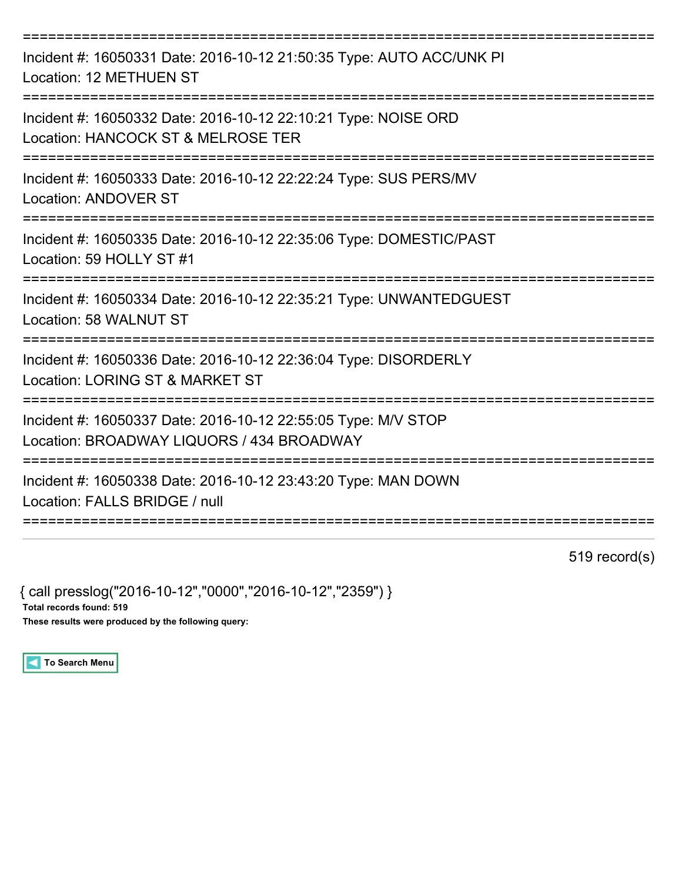===========================================================================

Incident #: 16050331 Date: 2016-10-12 21:50:35 Type: AUTO ACC/UNK PI
Location: 12 METHUEN ST

===========================================================================

Incident #: 16050332 Date: 2016-10-12 22:10:21 Type: NOISE ORD
Location: HANCOCK ST & MELROSE TER

===========================================================================

Incident #: 16050333 Date: 2016-10-12 22:22:24 Type: SUS PERS/MV
Location: ANDOVER ST

===========================================================================

Incident #: 16050335 Date: 2016-10-12 22:35:06 Type: DOMESTIC/PAST
Location: 59 HOLLY ST #1

===========================================================================

Incident #: 16050334 Date: 2016-10-12 22:35:21 Type: UNWANTEDGUEST
Location: 58 WALNUT ST

===========================================================================

Incident #: 16050336 Date: 2016-10-12 22:36:04 Type: DISORDERLY
Location: LORING ST & MARKET ST

===========================================================================

Incident #: 16050337 Date: 2016-10-12 22:55:05 Type: M/V STOP
Location: BROADWAY LIQUORS / 434 BROADWAY

===========================================================================

Incident #: 16050338 Date: 2016-10-12 23:43:20 Type: MAN DOWN
Location: FALLS BRIDGE / null

===========================================================================

519 record(s)

{ call presslog("2016-10-12","0000","2016-10-12","2359") }

**Total records found: 519**

**These results were produced by the following query:**

To Search Menu